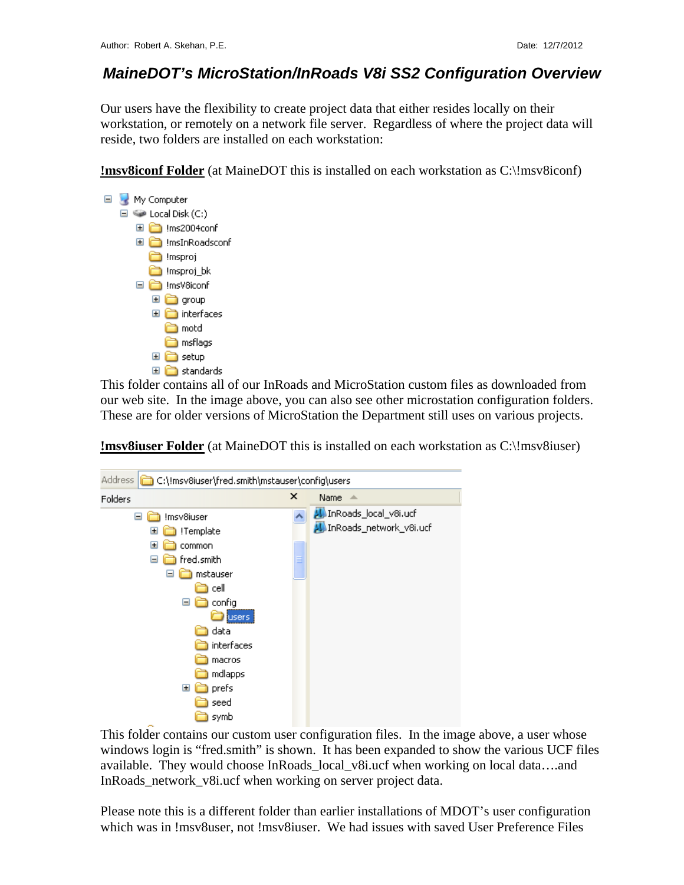Author: Robert A. Skehan, P.E. Date: 12/7/2012

# *MaineDOT's MicroStation/InRoads V8i SS2 Configuration Overview*

Our users have the flexibility to create project data that either resides locally on their workstation, or remotely on a network file server. Regardless of where the project data will reside, two folders are installed on each workstation:

**!msv8iconf Folder** (at MaineDOT this is installed on each workstation as C:\!msv8iconf)

This folder contains all of our InRoads and MicroStation custom files as downloaded from our web site. In the image above, you can also see other microstation configuration folders. These are for older versions of MicroStation the Department still uses on various projects.

**!msv8iuser Folder** (at MaineDOT this is installed on each workstation as C:\!msv8iuser)

This folder contains our custom user configuration files. In the image above, a user whose windows login is "fred.smith" is shown. It has been expanded to show the various UCF files available. They would choose InRoads_local_v8i.ucf when working on local data….and InRoads_network_v8i.ucf when working on server project data.

Please note this is a different folder than earlier installations of MDOT's user configuration which was in !msv8user, not !msv8iuser. We had issues with saved User Preference Files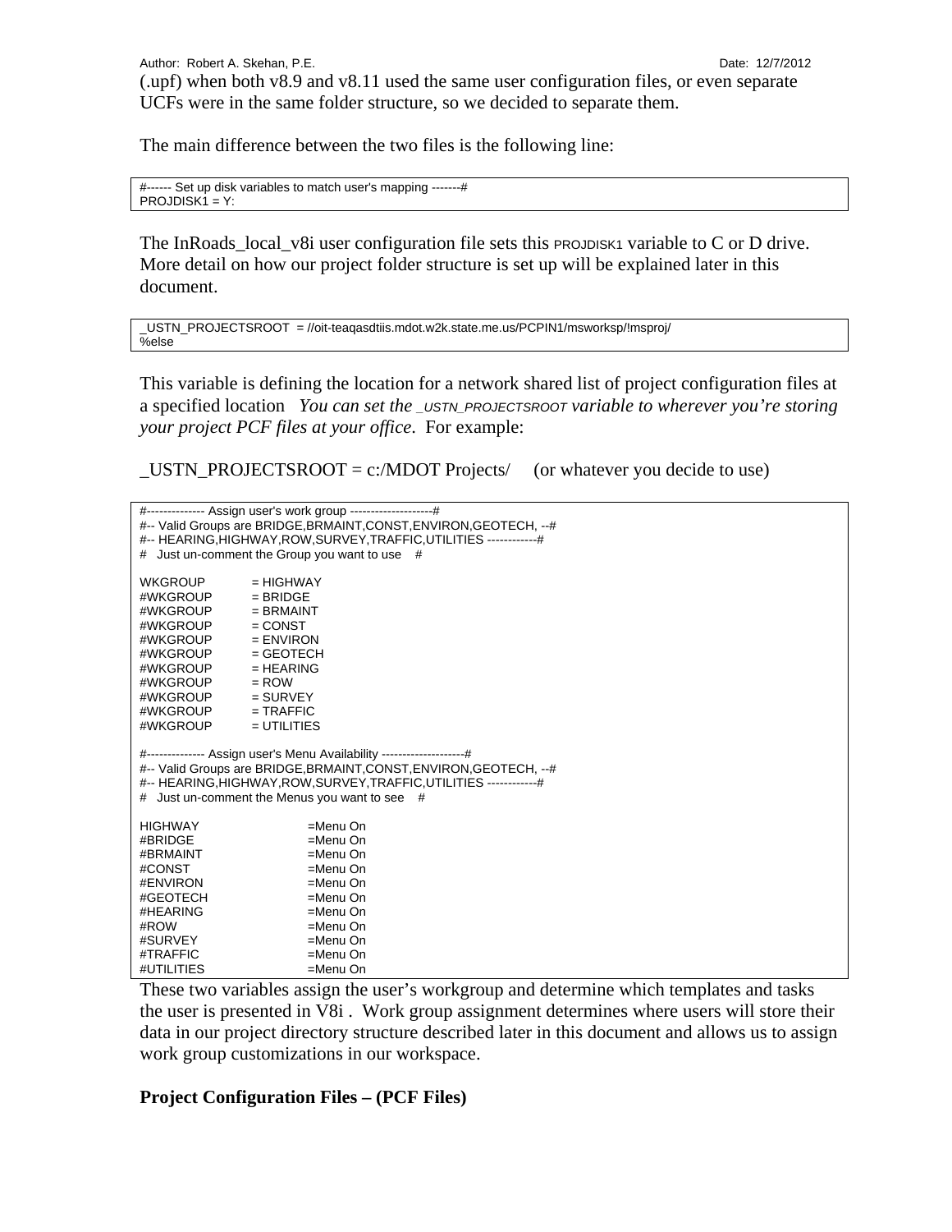(.upf) when both v8.9 and v8.11 used the same user configuration files, or even separate UCFs were in the same folder structure, so we decided to separate them.

The main difference between the two files is the following line:

```
#------ Set up disk variables to match user's mapping -------#
PROJDISK1 = Y:
```

The InRoads_local_v8i user configuration file sets this PROJDISK1 variable to C or D drive. More detail on how our project folder structure is set up will be explained later in this document.

```
_USTN_PROJECTSROOT  = //oit-teaqasdtiis.mdot.w2k.state.me.us/PCPIN1/msworksp/!msproj/
%else
```

This variable is defining the location for a network shared list of project configuration files at a specified location   *You can set the _USTN_PROJECTSROOT variable to wherever you're storing your project PCF files at your office*.  For example:

_USTN_PROJECTSROOT = c:/MDOT Projects/     (or whatever you decide to use)

```
#-------------- Assign user's work group --------------------#
#-- Valid Groups are BRIDGE,BRMAINT,CONST,ENVIRON,GEOTECH, --#
#-- HEARING,HIGHWAY,ROW,SURVEY,TRAFFIC,UTILITIES ------------#
#   Just un-comment the Group you want to use    #

WKGROUP          = HIGHWAY
#WKGROUP         = BRIDGE
#WKGROUP         = BRMAINT
#WKGROUP         = CONST
#WKGROUP         = ENVIRON
#WKGROUP         = GEOTECH
#WKGROUP         = HEARING
#WKGROUP         = ROW
#WKGROUP         = SURVEY
#WKGROUP         = TRAFFIC
#WKGROUP         = UTILITIES

#-------------- Assign user's Menu Availability --------------------#
#-- Valid Groups are BRIDGE,BRMAINT,CONST,ENVIRON,GEOTECH, --#
#-- HEARING,HIGHWAY,ROW,SURVEY,TRAFFIC,UTILITIES ------------#
#   Just un-comment the Menus you want to see    #

HIGHWAY                    =Menu On
#BRIDGE                    =Menu On
#BRMAINT                   =Menu On
#CONST                     =Menu On
#ENVIRON                   =Menu On
#GEOTECH                   =Menu On
#HEARING                   =Menu On
#ROW                       =Menu On
#SURVEY                    =Menu On
#TRAFFIC                   =Menu On
#UTILITIES                 =Menu On
```

These two variables assign the user's workgroup and determine which templates and tasks the user is presented in V8i .  Work group assignment determines where users will store their data in our project directory structure described later in this document and allows us to assign work group customizations in our workspace.

**Project Configuration Files – (PCF Files)**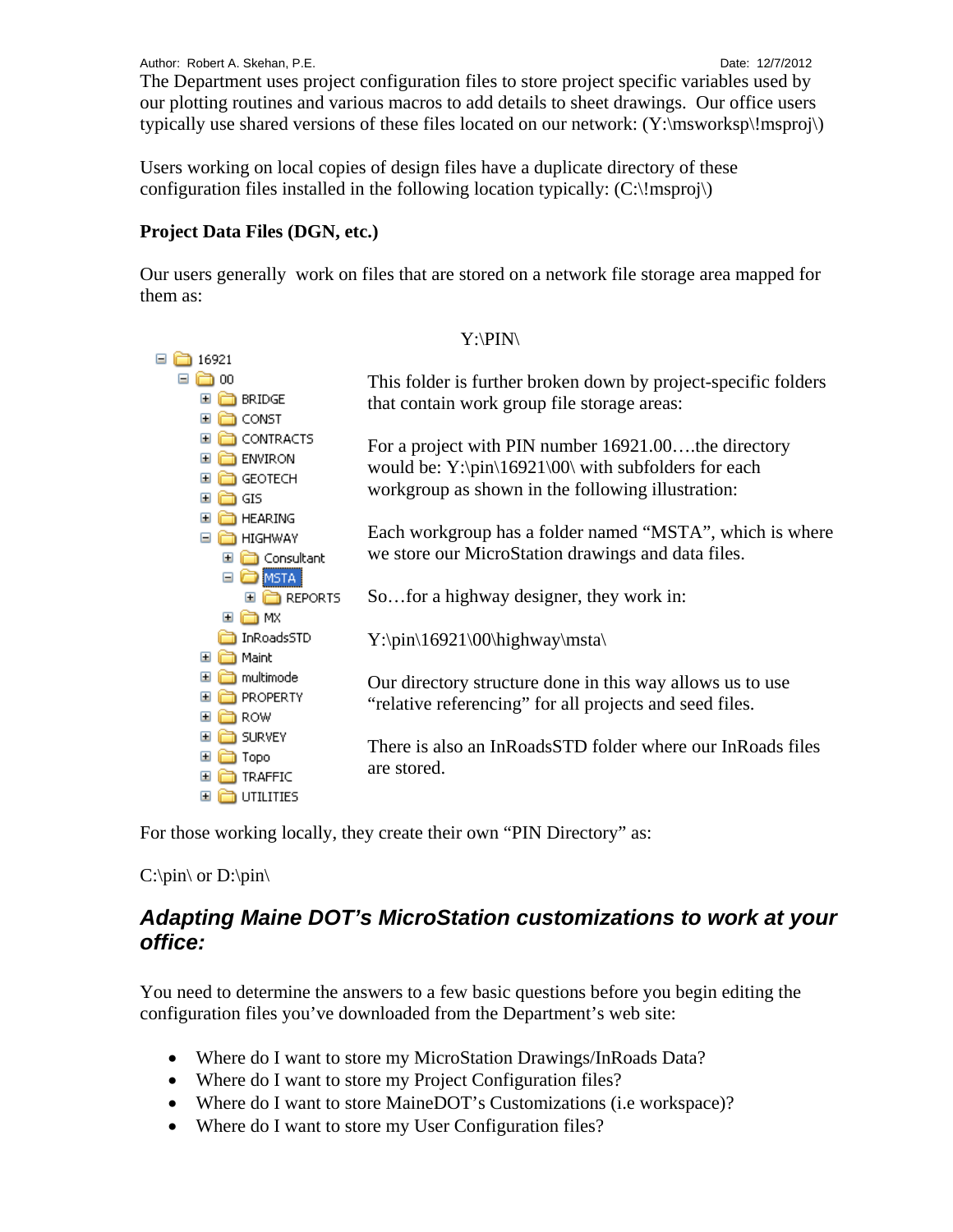The Department uses project configuration files to store project specific variables used by our plotting routines and various macros to add details to sheet drawings. Our office users typically use shared versions of these files located on our network: (Y:\msworksp\!msproj\)

Users working on local copies of design files have a duplicate directory of these configuration files installed in the following location typically: (C:\!msproj\)

**Project Data Files (DGN, etc.)**

Our users generally work on files that are stored on a network file storage area mapped for them as:

Y:\PIN\

```
16921
  00
    BRIDGE
    CONST
    CONTRACTS
    ENVIRON
    GEOTECH
    GIS
    HEARING
    HIGHWAY
      Consultant
      MSTA
        REPORTS
      MX
    InRoadsSTD
    Maint
    multimode
    PROPERTY
    ROW
    SURVEY
    Topo
    TRAFFIC
    UTILITIES
```

This folder is further broken down by project-specific folders that contain work group file storage areas:

For a project with PIN number 16921.00….the directory would be: Y:\pin\16921\00\ with subfolders for each workgroup as shown in the following illustration:

Each workgroup has a folder named "MSTA", which is where we store our MicroStation drawings and data files.

So…for a highway designer, they work in:

Y:\pin\16921\00\highway\msta\

Our directory structure done in this way allows us to use "relative referencing" for all projects and seed files.

There is also an InRoadsSTD folder where our InRoads files are stored.

For those working locally, they create their own "PIN Directory" as:

C:\pin\ or D:\pin\

## *Adapting Maine DOT's MicroStation customizations to work at your office:*

You need to determine the answers to a few basic questions before you begin editing the configuration files you've downloaded from the Department's web site:

- Where do I want to store my MicroStation Drawings/InRoads Data?
- Where do I want to store my Project Configuration files?
- Where do I want to store MaineDOT's Customizations (i.e workspace)?
- Where do I want to store my User Configuration files?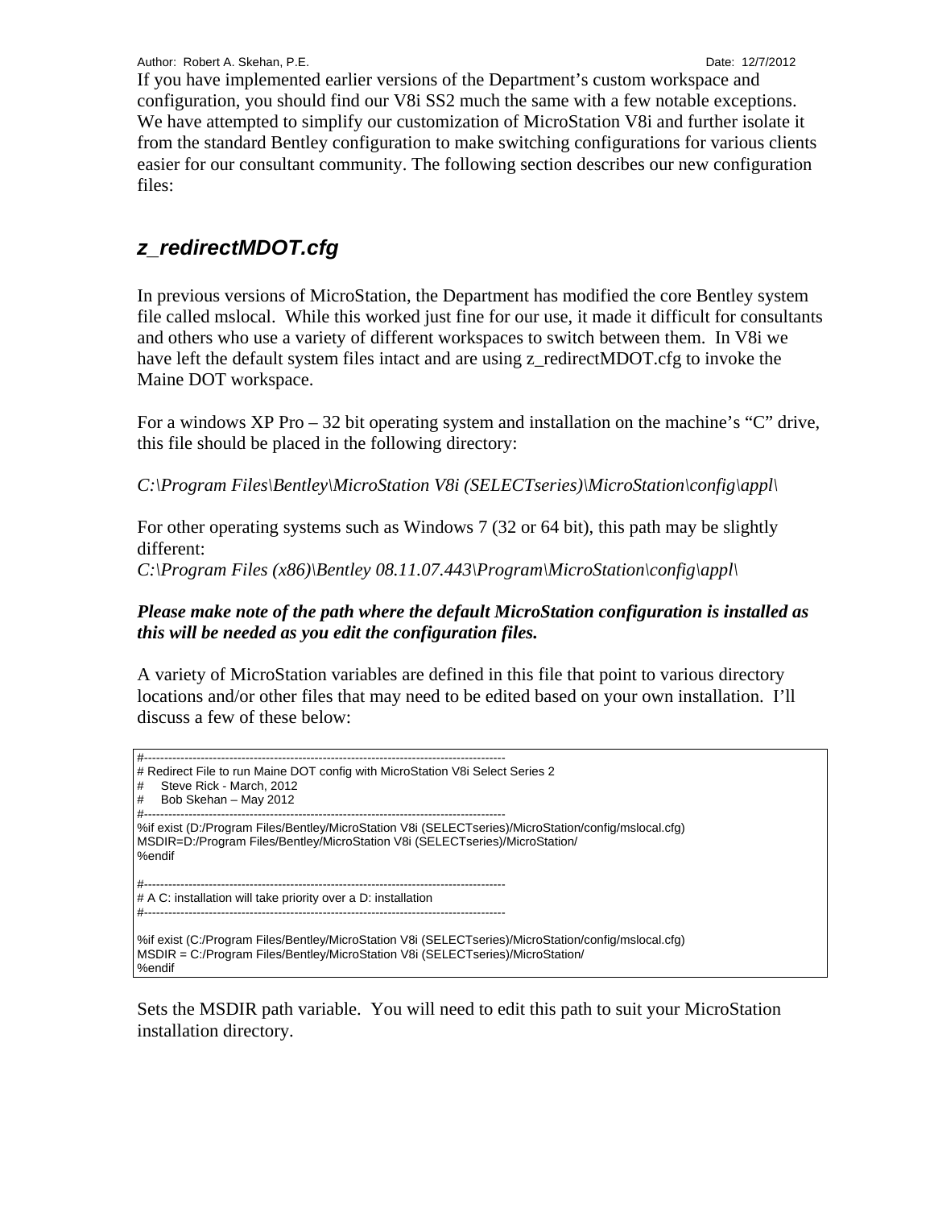If you have implemented earlier versions of the Department's custom workspace and configuration, you should find our V8i SS2 much the same with a few notable exceptions. We have attempted to simplify our customization of MicroStation V8i and further isolate it from the standard Bentley configuration to make switching configurations for various clients easier for our consultant community. The following section describes our new configuration files:

## *z_redirectMDOT.cfg*

In previous versions of MicroStation, the Department has modified the core Bentley system file called mslocal. While this worked just fine for our use, it made it difficult for consultants and others who use a variety of different workspaces to switch between them. In V8i we have left the default system files intact and are using z_redirectMDOT.cfg to invoke the Maine DOT workspace.

For a windows XP Pro – 32 bit operating system and installation on the machine's "C" drive, this file should be placed in the following directory:

*C:\Program Files\Bentley\MicroStation V8i (SELECTseries)\MicroStation\config\appl\*

For other operating systems such as Windows 7 (32 or 64 bit), this path may be slightly different:
*C:\Program Files (x86)\Bentley 08.11.07.443\Program\MicroStation\config\appl\*

***Please make note of the path where the default MicroStation configuration is installed as this will be needed as you edit the configuration files.***

A variety of MicroStation variables are defined in this file that point to various directory locations and/or other files that may need to be edited based on your own installation. I'll discuss a few of these below:

```
#-------------------------------------------------------------------------------------------
# Redirect File to run Maine DOT config with MicroStation V8i Select Series 2
#     Steve Rick - March, 2012
#     Bob Skehan – May 2012
#-------------------------------------------------------------------------------------------
%if exist (D:/Program Files/Bentley/MicroStation V8i (SELECTseries)/MicroStation/config/mslocal.cfg)
MSDIR=D:/Program Files/Bentley/MicroStation V8i (SELECTseries)/MicroStation/
%endif

#-------------------------------------------------------------------------------------------
# A C: installation will take priority over a D: installation
#-------------------------------------------------------------------------------------------

%if exist (C:/Program Files/Bentley/MicroStation V8i (SELECTseries)/MicroStation/config/mslocal.cfg)
MSDIR = C:/Program Files/Bentley/MicroStation V8i (SELECTseries)/MicroStation/
%endif
```

Sets the MSDIR path variable. You will need to edit this path to suit your MicroStation installation directory.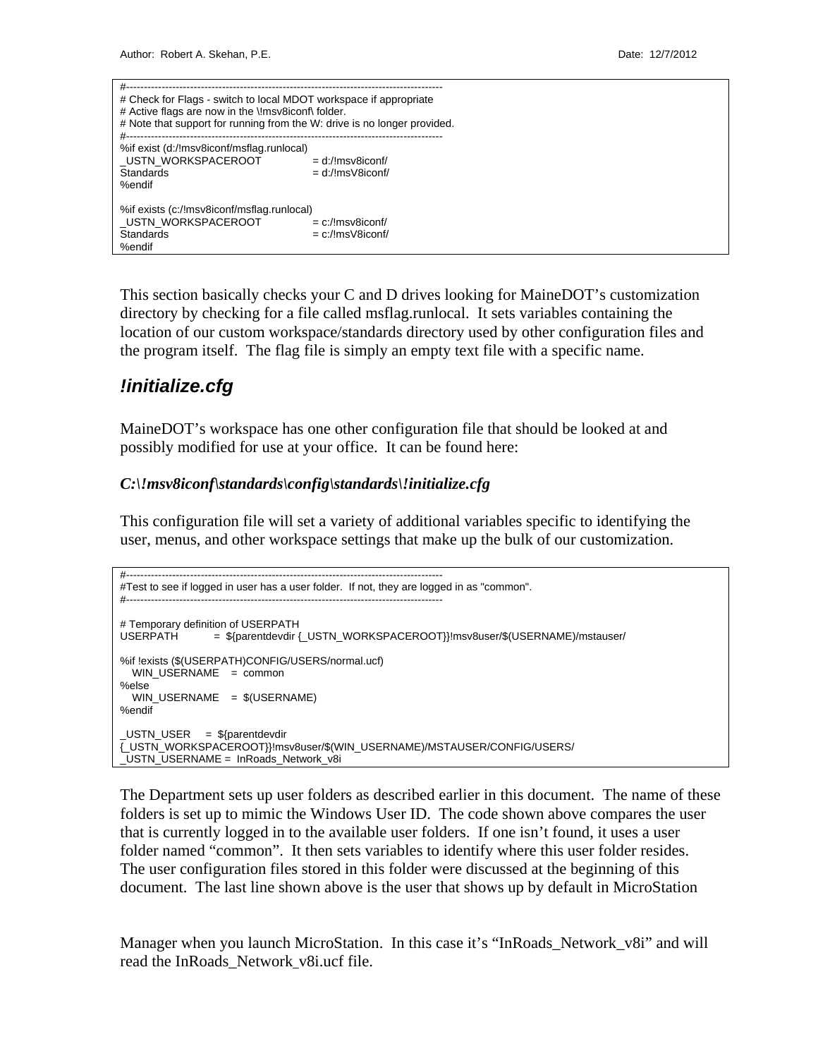```
#-----------------------------------------------------------------------------------------
# Check for Flags - switch to local MDOT workspace if appropriate
# Active flags are now in the \!msv8iconf\ folder.
# Note that support for running from the W: drive is no longer provided.
#-----------------------------------------------------------------------------------------
%if exist (d:/!msv8iconf/msflag.runlocal)
_USTN_WORKSPACEROOT             = d:/!msv8iconf/
Standards                       = d:/!msV8iconf/
%endif

%if exists (c:/!msv8iconf/msflag.runlocal)
_USTN_WORKSPACEROOT             = c:/!msv8iconf/
Standards                       = c:/!msV8iconf/
%endif
```

This section basically checks your C and D drives looking for MaineDOT's customization directory by checking for a file called msflag.runlocal. It sets variables containing the location of our custom workspace/standards directory used by other configuration files and the program itself. The flag file is simply an empty text file with a specific name.

## *!initialize.cfg*

MaineDOT's workspace has one other configuration file that should be looked at and possibly modified for use at your office. It can be found here:

***C:\!msv8iconf\standards\config\standards\!initialize.cfg***

This configuration file will set a variety of additional variables specific to identifying the user, menus, and other workspace settings that make up the bulk of our customization.

```
#-----------------------------------------------------------------------------------------
#Test to see if logged in user has a user folder.  If not, they are logged in as "common".
#-----------------------------------------------------------------------------------------

# Temporary definition of USERPATH
USERPATH          = ${parentdevdir {_USTN_WORKSPACEROOT}}!msv8user/$(USERNAME)/mstauser/

%if !exists ($(USERPATH)CONFIG/USERS/normal.ucf)
   WIN_USERNAME    = common
%else
   WIN_USERNAME    = $(USERNAME)
%endif

_USTN_USER     = ${parentdevdir
{_USTN_WORKSPACEROOT}}!msv8user/$(WIN_USERNAME)/MSTAUSER/CONFIG/USERS/
_USTN_USERNAME =  InRoads_Network_v8i
```

The Department sets up user folders as described earlier in this document. The name of these folders is set up to mimic the Windows User ID. The code shown above compares the user that is currently logged in to the available user folders. If one isn't found, it uses a user folder named "common". It then sets variables to identify where this user folder resides. The user configuration files stored in this folder were discussed at the beginning of this document. The last line shown above is the user that shows up by default in MicroStation Manager when you launch MicroStation. In this case it's "InRoads_Network_v8i" and will read the InRoads_Network_v8i.ucf file.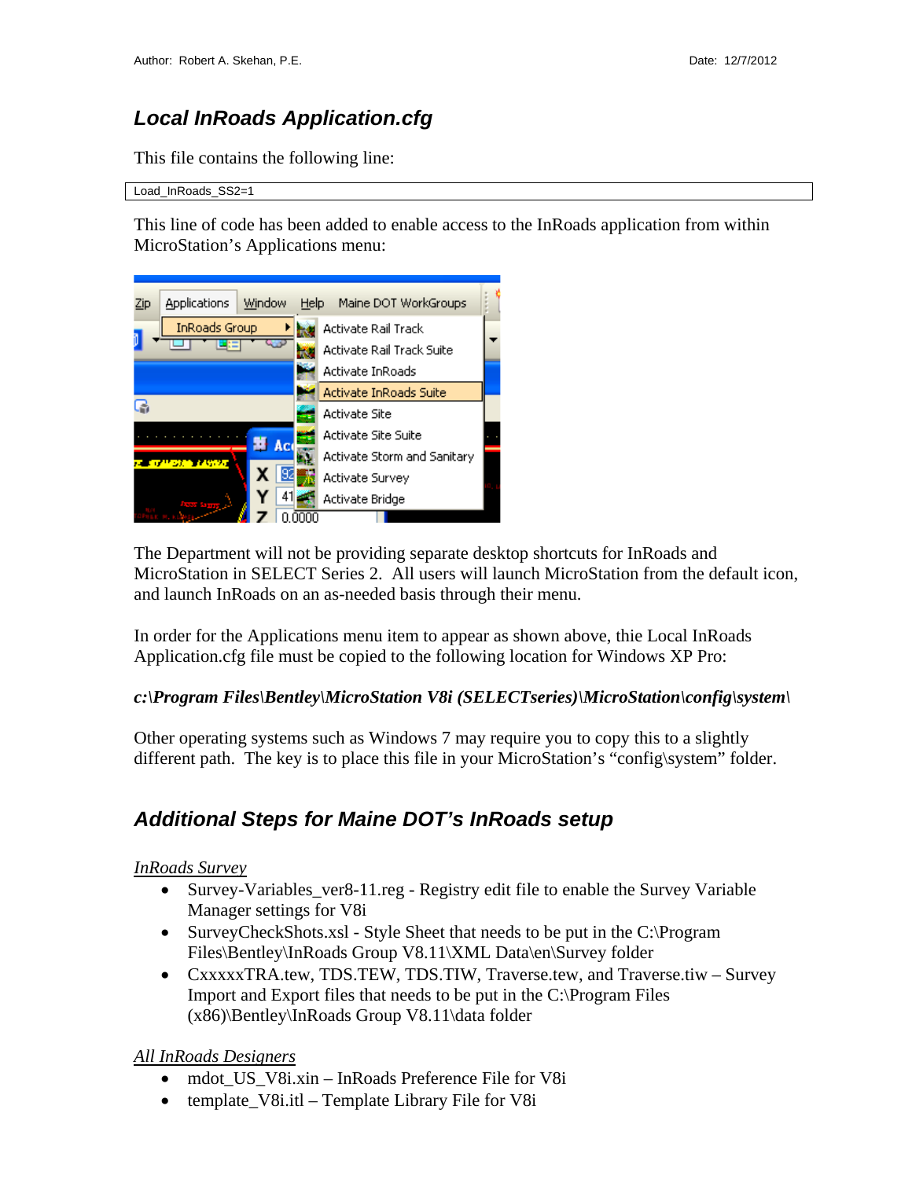## Local InRoads Application.cfg

This file contains the following line:

```
Load_InRoads_SS2=1
```

This line of code has been added to enable access to the InRoads application from within MicroStation's Applications menu:

The Department will not be providing separate desktop shortcuts for InRoads and MicroStation in SELECT Series 2. All users will launch MicroStation from the default icon, and launch InRoads on an as-needed basis through their menu.

In order for the Applications menu item to appear as shown above, thie Local InRoads Application.cfg file must be copied to the following location for Windows XP Pro:

***c:\Program Files\Bentley\MicroStation V8i (SELECTseries)\MicroStation\config\system\***

Other operating systems such as Windows 7 may require you to copy this to a slightly different path. The key is to place this file in your MicroStation's "config\system" folder.

## Additional Steps for Maine DOT's InRoads setup

*InRoads Survey*

- Survey-Variables_ver8-11.reg - Registry edit file to enable the Survey Variable Manager settings for V8i
- SurveyCheckShots.xsl - Style Sheet that needs to be put in the C:\Program Files\Bentley\InRoads Group V8.11\XML Data\en\Survey folder
- CxxxxxTRA.tew, TDS.TEW, TDS.TIW, Traverse.tew, and Traverse.tiw – Survey Import and Export files that needs to be put in the C:\Program Files (x86)\Bentley\InRoads Group V8.11\data folder

*All InRoads Designers*

- mdot_US_V8i.xin – InRoads Preference File for V8i
- template_V8i.itl – Template Library File for V8i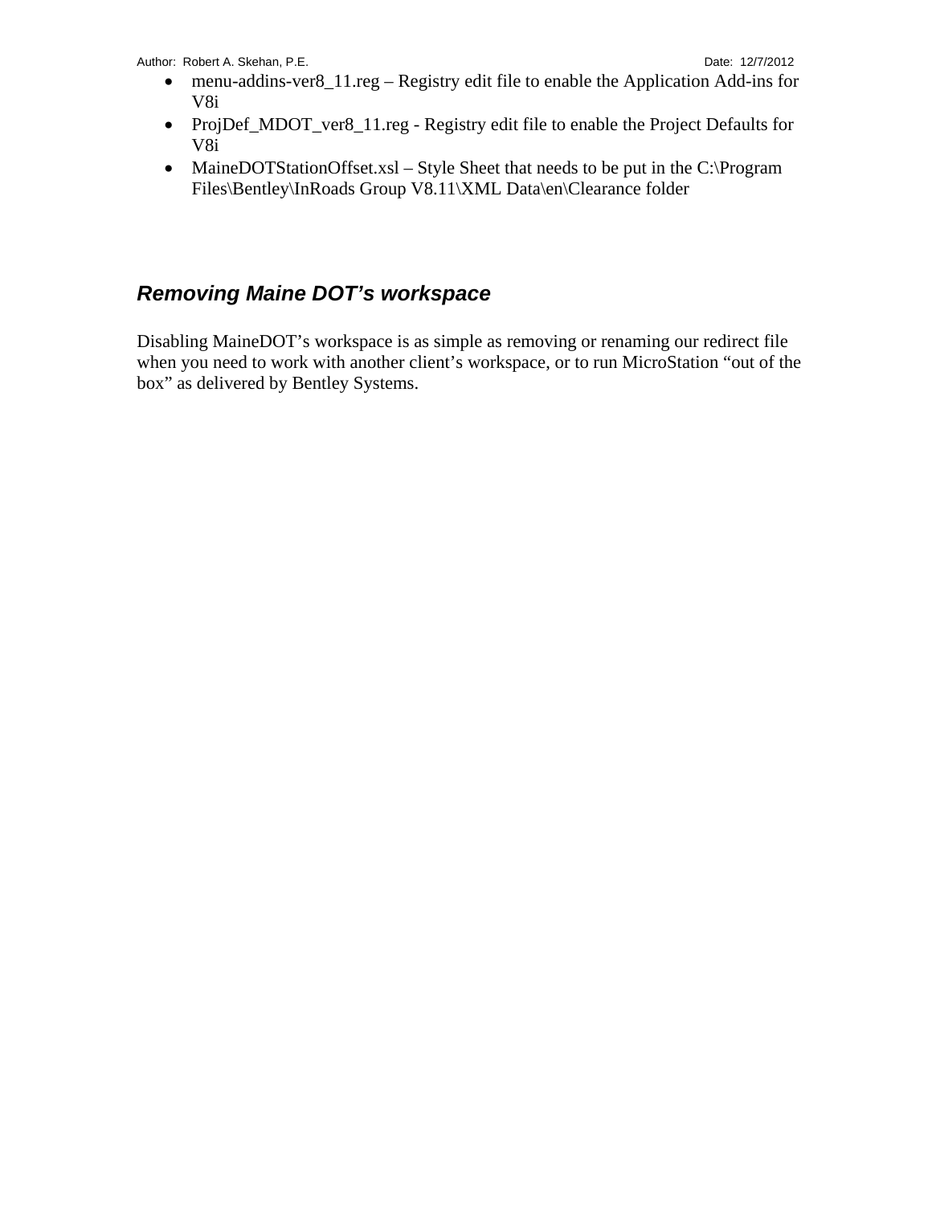- menu-addins-ver8_11.reg – Registry edit file to enable the Application Add-ins for V8i
- ProjDef_MDOT_ver8_11.reg - Registry edit file to enable the Project Defaults for V8i
- MaineDOTStationOffset.xsl – Style Sheet that needs to be put in the C:\Program Files\Bentley\InRoads Group V8.11\XML Data\en\Clearance folder

## *Removing Maine DOT's workspace*

Disabling MaineDOT's workspace is as simple as removing or renaming our redirect file when you need to work with another client's workspace, or to run MicroStation "out of the box" as delivered by Bentley Systems.